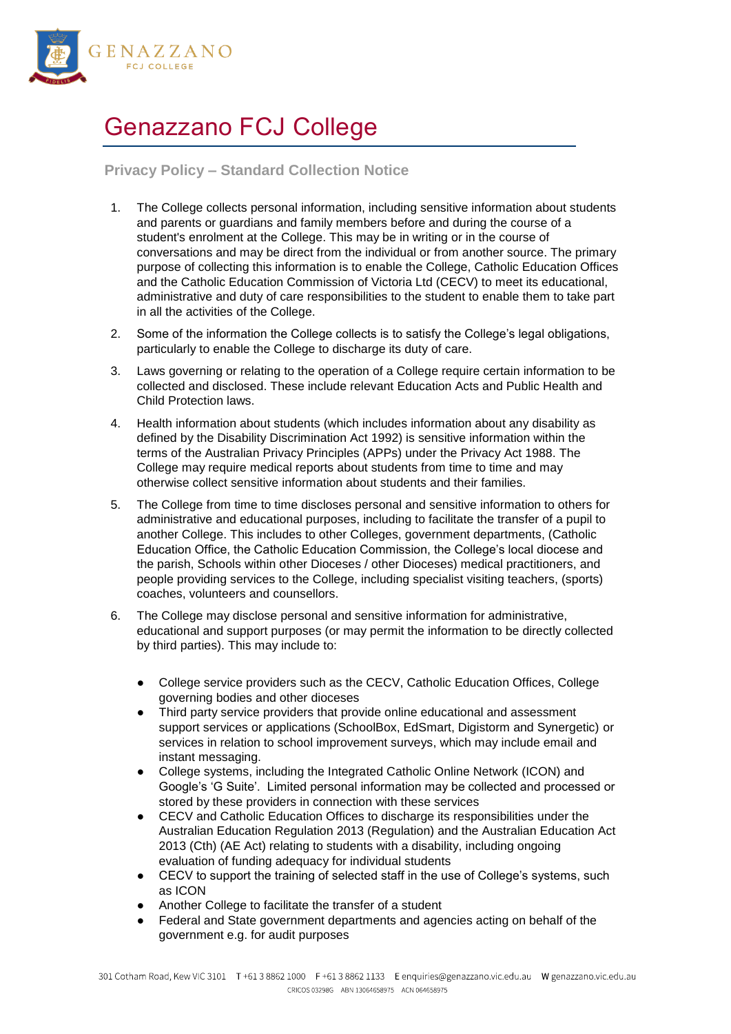# Genazzano FCJ College

## Privacy Policy – Standard Collection Notice

1. The College collects personal information, including sensitive information about students and parents or guardians and family members before and during the course of a student's enrolment at the College. This may be in writing or in the course of conversations and may be direct from the individual or from another source. The primary purpose of collecting this information is to enable the College, Catholic Education Offices and the Catholic Education Commission of Victoria Ltd (CECV) to meet its educational, administrative and duty of care responsibilities to the student to enable them to take part in all the activities of the College.

2. Some of the information the College collects is to satisfy the College's legal obligations, particularly to enable the College to discharge its duty of care.

3. Laws governing or relating to the operation of a College require certain information to be collected and disclosed. These include relevant Education Acts and Public Health and Child Protection laws.

4. Health information about students (which includes information about any disability as defined by the Disability Discrimination Act 1992) is sensitive information within the terms of the Australian Privacy Principles (APPs) under the Privacy Act 1988. The College may require medical reports about students from time to time and may otherwise collect sensitive information about students and their families.

5. The College from time to time discloses personal and sensitive information to others for administrative and educational purposes, including to facilitate the transfer of a pupil to another College. This includes to other Colleges, government departments, (Catholic Education Office, the Catholic Education Commission, the College's local diocese and the parish, Schools within other Dioceses / other Dioceses) medical practitioners, and people providing services to the College, including specialist visiting teachers, (sports) coaches, volunteers and counsellors.

6. The College may disclose personal and sensitive information for administrative, educational and support purposes (or may permit the information to be directly collected by third parties). This may include to:

   - College service providers such as the CECV, Catholic Education Offices, College governing bodies and other dioceses
   - Third party service providers that provide online educational and assessment support services or applications (SchoolBox, EdSmart, Digistorm and Synergetic) or services in relation to school improvement surveys, which may include email and instant messaging.
   - College systems, including the Integrated Catholic Online Network (ICON) and Google's 'G Suite'. Limited personal information may be collected and processed or stored by these providers in connection with these services
   - CECV and Catholic Education Offices to discharge its responsibilities under the Australian Education Regulation 2013 (Regulation) and the Australian Education Act 2013 (Cth) (AE Act) relating to students with a disability, including ongoing evaluation of funding adequacy for individual students
   - CECV to support the training of selected staff in the use of College's systems, such as ICON
   - Another College to facilitate the transfer of a student
   - Federal and State government departments and agencies acting on behalf of the government e.g. for audit purposes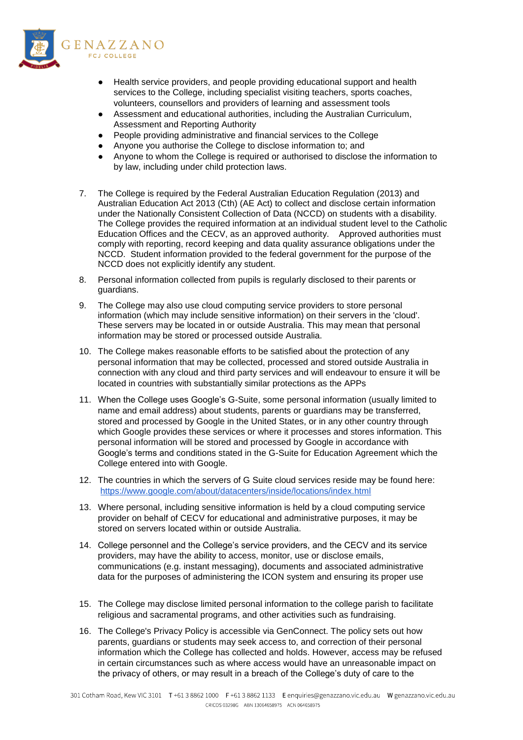- Health service providers, and people providing educational support and health services to the College, including specialist visiting teachers, sports coaches, volunteers, counsellors and providers of learning and assessment tools
- Assessment and educational authorities, including the Australian Curriculum, Assessment and Reporting Authority
- People providing administrative and financial services to the College
- Anyone you authorise the College to disclose information to; and
- Anyone to whom the College is required or authorised to disclose the information to by law, including under child protection laws.

7. The College is required by the Federal Australian Education Regulation (2013) and Australian Education Act 2013 (Cth) (AE Act) to collect and disclose certain information under the Nationally Consistent Collection of Data (NCCD) on students with a disability. The College provides the required information at an individual student level to the Catholic Education Offices and the CECV, as an approved authority. Approved authorities must comply with reporting, record keeping and data quality assurance obligations under the NCCD. Student information provided to the federal government for the purpose of the NCCD does not explicitly identify any student.

8. Personal information collected from pupils is regularly disclosed to their parents or guardians.

9. The College may also use cloud computing service providers to store personal information (which may include sensitive information) on their servers in the 'cloud'. These servers may be located in or outside Australia. This may mean that personal information may be stored or processed outside Australia.

10. The College makes reasonable efforts to be satisfied about the protection of any personal information that may be collected, processed and stored outside Australia in connection with any cloud and third party services and will endeavour to ensure it will be located in countries with substantially similar protections as the APPs

11. When the College uses Google's G-Suite, some personal information (usually limited to name and email address) about students, parents or guardians may be transferred, stored and processed by Google in the United States, or in any other country through which Google provides these services or where it processes and stores information. This personal information will be stored and processed by Google in accordance with Google's terms and conditions stated in the G-Suite for Education Agreement which the College entered into with Google.

12. The countries in which the servers of G Suite cloud services reside may be found here: [https://www.google.com/about/datacenters/inside/locations/index.html](https://www.google.com/about/datacenters/inside/locations/index.html)

13. Where personal, including sensitive information is held by a cloud computing service provider on behalf of CECV for educational and administrative purposes, it may be stored on servers located within or outside Australia.

14. College personnel and the College's service providers, and the CECV and its service providers, may have the ability to access, monitor, use or disclose emails, communications (e.g. instant messaging), documents and associated administrative data for the purposes of administering the ICON system and ensuring its proper use

15. The College may disclose limited personal information to the college parish to facilitate religious and sacramental programs, and other activities such as fundraising.

16. The College's Privacy Policy is accessible via GenConnect. The policy sets out how parents, guardians or students may seek access to, and correction of their personal information which the College has collected and holds. However, access may be refused in certain circumstances such as where access would have an unreasonable impact on the privacy of others, or may result in a breach of the College's duty of care to the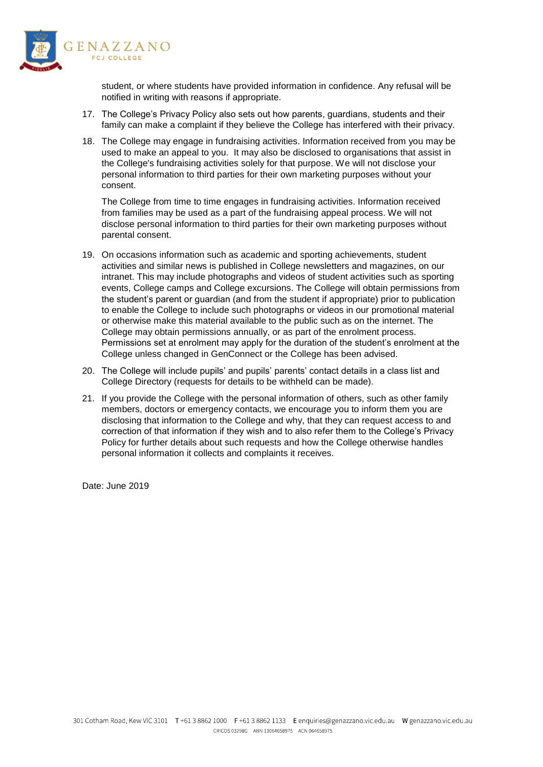student, or where students have provided information in confidence. Any refusal will be notified in writing with reasons if appropriate.

17. The College's Privacy Policy also sets out how parents, guardians, students and their family can make a complaint if they believe the College has interfered with their privacy.

18. The College may engage in fundraising activities. Information received from you may be used to make an appeal to you. It may also be disclosed to organisations that assist in the College's fundraising activities solely for that purpose. We will not disclose your personal information to third parties for their own marketing purposes without your consent.

    The College from time to time engages in fundraising activities. Information received from families may be used as a part of the fundraising appeal process. We will not disclose personal information to third parties for their own marketing purposes without parental consent.

19. On occasions information such as academic and sporting achievements, student activities and similar news is published in College newsletters and magazines, on our intranet. This may include photographs and videos of student activities such as sporting events, College camps and College excursions. The College will obtain permissions from the student's parent or guardian (and from the student if appropriate) prior to publication to enable the College to include such photographs or videos in our promotional material or otherwise make this material available to the public such as on the internet. The College may obtain permissions annually, or as part of the enrolment process. Permissions set at enrolment may apply for the duration of the student's enrolment at the College unless changed in GenConnect or the College has been advised.

20. The College will include pupils' and pupils' parents' contact details in a class list and College Directory (requests for details to be withheld can be made).

21. If you provide the College with the personal information of others, such as other family members, doctors or emergency contacts, we encourage you to inform them you are disclosing that information to the College and why, that they can request access to and correction of that information if they wish and to also refer them to the College's Privacy Policy for further details about such requests and how the College otherwise handles personal information it collects and complaints it receives.

Date: June 2019